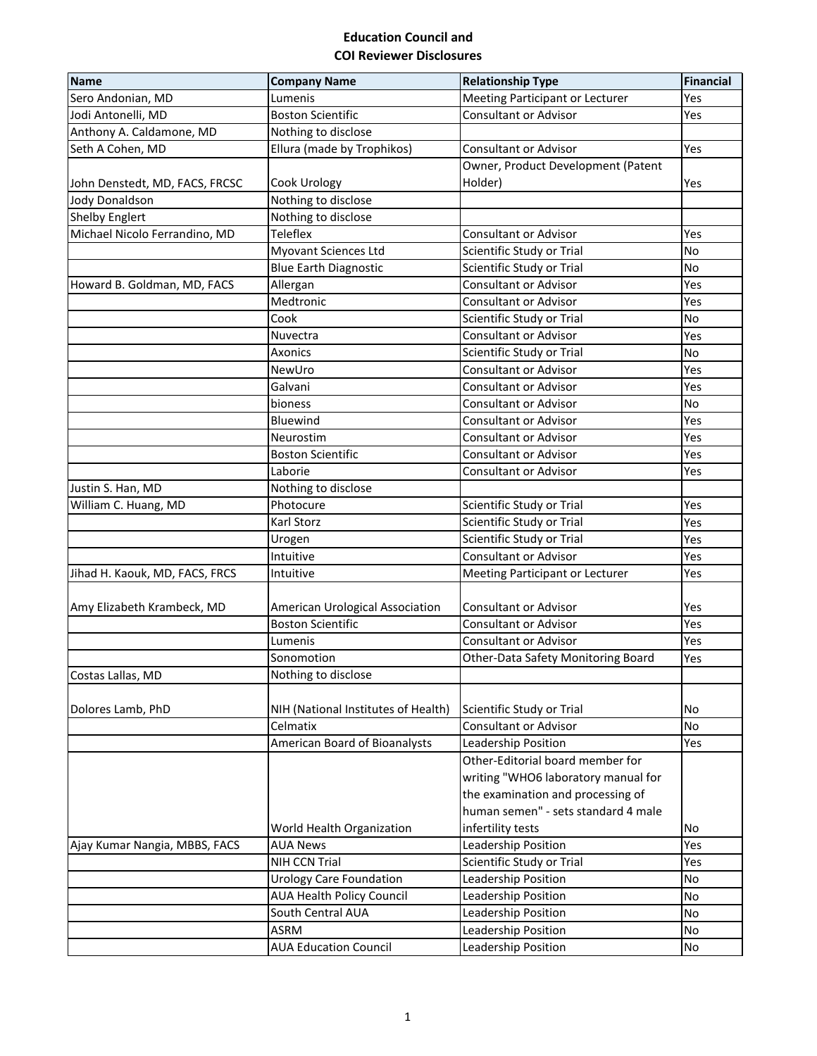# Education Council and
# COI Reviewer Disclosures

| Name | Company Name | Relationship Type | Financial |
|---|---|---|---|
| Sero Andonian, MD | Lumenis | Meeting Participant or Lecturer | Yes |
| Jodi Antonelli, MD | Boston Scientific | Consultant or Advisor | Yes |
| Anthony A. Caldamone, MD | Nothing to disclose | | |
| Seth A Cohen, MD | Ellura (made by Trophikos) | Consultant or Advisor | Yes |
| John Denstedt, MD, FACS, FRCSC | Cook Urology | Owner, Product Development (Patent Holder) | Yes |
| Jody Donaldson | Nothing to disclose | | |
| Shelby Englert | Nothing to disclose | | |
| Michael Nicolo Ferrandino, MD | Teleflex | Consultant or Advisor | Yes |
| | Myovant Sciences Ltd | Scientific Study or Trial | No |
| | Blue Earth Diagnostic | Scientific Study or Trial | No |
| Howard B. Goldman, MD, FACS | Allergan | Consultant or Advisor | Yes |
| | Medtronic | Consultant or Advisor | Yes |
| | Cook | Scientific Study or Trial | No |
| | Nuvectra | Consultant or Advisor | Yes |
| | Axonics | Scientific Study or Trial | No |
| | NewUro | Consultant or Advisor | Yes |
| | Galvani | Consultant or Advisor | Yes |
| | bioness | Consultant or Advisor | No |
| | Bluewind | Consultant or Advisor | Yes |
| | Neurostim | Consultant or Advisor | Yes |
| | Boston Scientific | Consultant or Advisor | Yes |
| | Laborie | Consultant or Advisor | Yes |
| Justin S. Han, MD | Nothing to disclose | | |
| William C. Huang, MD | Photocure | Scientific Study or Trial | Yes |
| | Karl Storz | Scientific Study or Trial | Yes |
| | Urogen | Scientific Study or Trial | Yes |
| | Intuitive | Consultant or Advisor | Yes |
| Jihad H. Kaouk, MD, FACS, FRCS | Intuitive | Meeting Participant or Lecturer | Yes |
| Amy Elizabeth Krambeck, MD | American Urological Association | Consultant or Advisor | Yes |
| | Boston Scientific | Consultant or Advisor | Yes |
| | Lumenis | Consultant or Advisor | Yes |
| | Sonomotion | Other-Data Safety Monitoring Board | Yes |
| Costas Lallas, MD | Nothing to disclose | | |
| Dolores Lamb, PhD | NIH (National Institutes of Health) | Scientific Study or Trial | No |
| | Celmatix | Consultant or Advisor | No |
| | American Board of Bioanalysts | Leadership Position | Yes |
| | World Health Organization | Other-Editorial board member for writing "WHO6 laboratory manual for the examination and processing of human semen" - sets standard 4 male infertility tests | No |
| Ajay Kumar Nangia, MBBS, FACS | AUA News | Leadership Position | Yes |
| | NIH CCN Trial | Scientific Study or Trial | Yes |
| | Urology Care Foundation | Leadership Position | No |
| | AUA Health Policy Council | Leadership Position | No |
| | South Central AUA | Leadership Position | No |
| | ASRM | Leadership Position | No |
| | AUA Education Council | Leadership Position | No |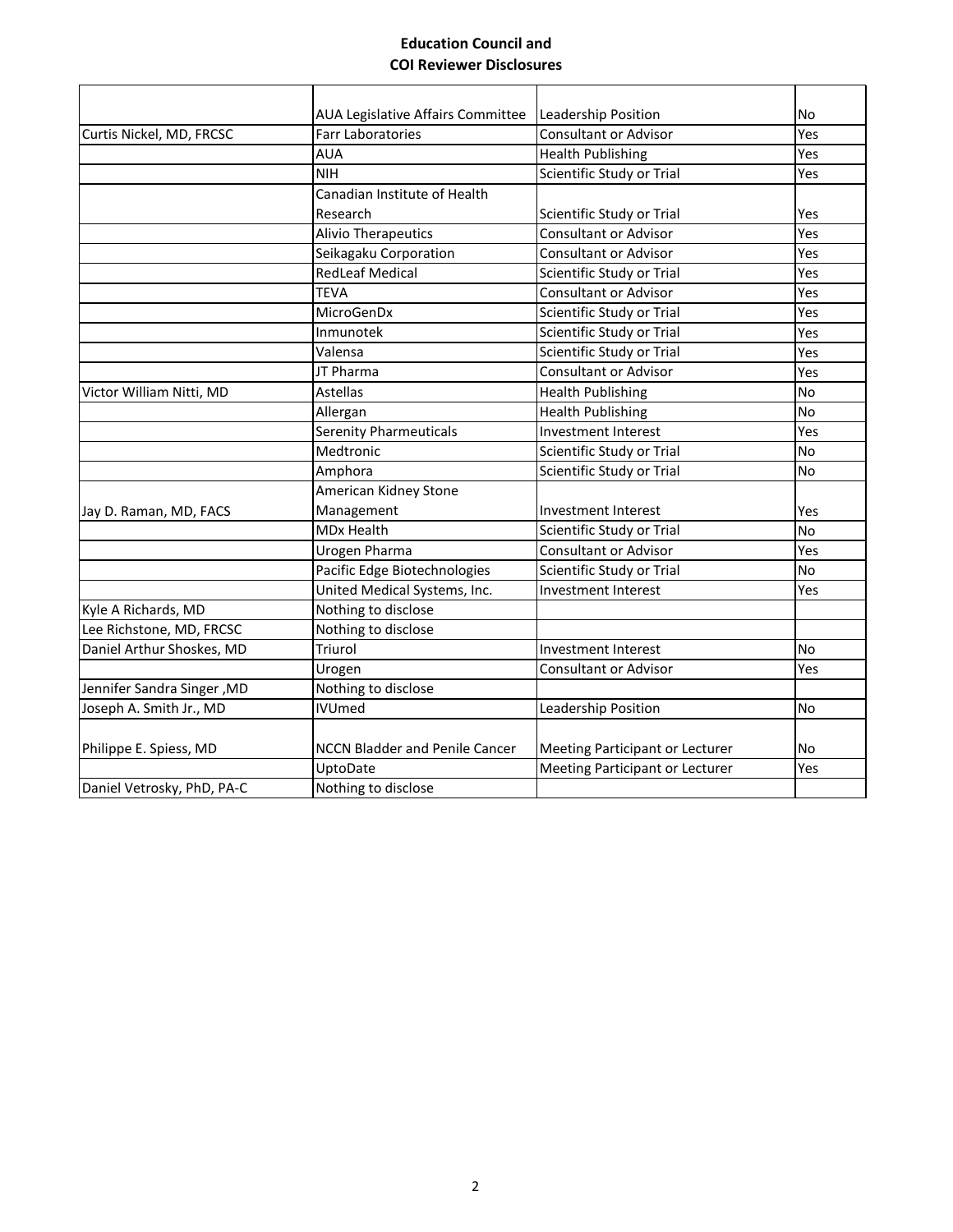**Education Council and**
**COI Reviewer Disclosures**

| | | | |
|---|---|---|---|
| | AUA Legislative Affairs Committee | Leadership Position | No |
| Curtis Nickel, MD, FRCSC | Farr Laboratories | Consultant or Advisor | Yes |
| | AUA | Health Publishing | Yes |
| | NIH | Scientific Study or Trial | Yes |
| | Canadian Institute of Health Research | Scientific Study or Trial | Yes |
| | Alivio Therapeutics | Consultant or Advisor | Yes |
| | Seikagaku Corporation | Consultant or Advisor | Yes |
| | RedLeaf Medical | Scientific Study or Trial | Yes |
| | TEVA | Consultant or Advisor | Yes |
| | MicroGenDx | Scientific Study or Trial | Yes |
| | Inmunotek | Scientific Study or Trial | Yes |
| | Valensa | Scientific Study or Trial | Yes |
| | JT Pharma | Consultant or Advisor | Yes |
| Victor William Nitti, MD | Astellas | Health Publishing | No |
| | Allergan | Health Publishing | No |
| | Serenity Pharmeuticals | Investment Interest | Yes |
| | Medtronic | Scientific Study or Trial | No |
| | Amphora | Scientific Study or Trial | No |
| Jay D. Raman, MD, FACS | American Kidney Stone Management | Investment Interest | Yes |
| | MDx Health | Scientific Study or Trial | No |
| | Urogen Pharma | Consultant or Advisor | Yes |
| | Pacific Edge Biotechnologies | Scientific Study or Trial | No |
| | United Medical Systems, Inc. | Investment Interest | Yes |
| Kyle A Richards, MD | Nothing to disclose | | |
| Lee Richstone, MD, FRCSC | Nothing to disclose | | |
| Daniel Arthur Shoskes, MD | Triurol | Investment Interest | No |
| | Urogen | Consultant or Advisor | Yes |
| Jennifer Sandra Singer ,MD | Nothing to disclose | | |
| Joseph A. Smith Jr., MD | IVUmed | Leadership Position | No |
| Philippe E. Spiess, MD | NCCN Bladder and Penile Cancer | Meeting Participant or Lecturer | No |
| | UptoDate | Meeting Participant or Lecturer | Yes |
| Daniel Vetrosky, PhD, PA-C | Nothing to disclose | | |